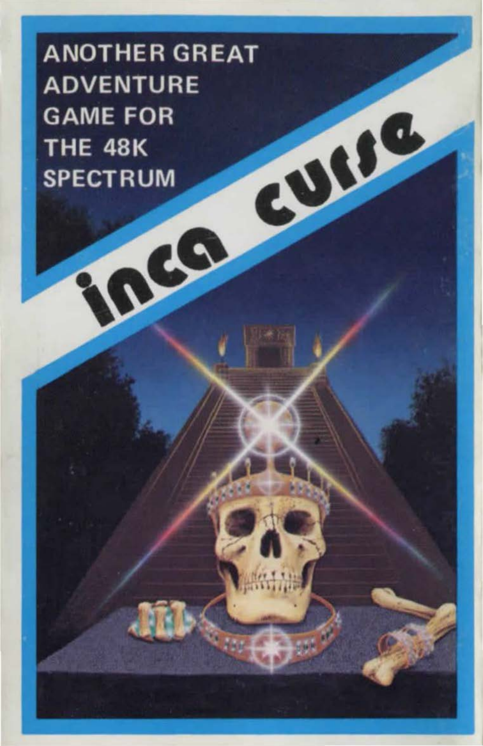ANOTHER GREAT ADVENTURE GAME FOR THE 48K SPECTRUM

# inca curse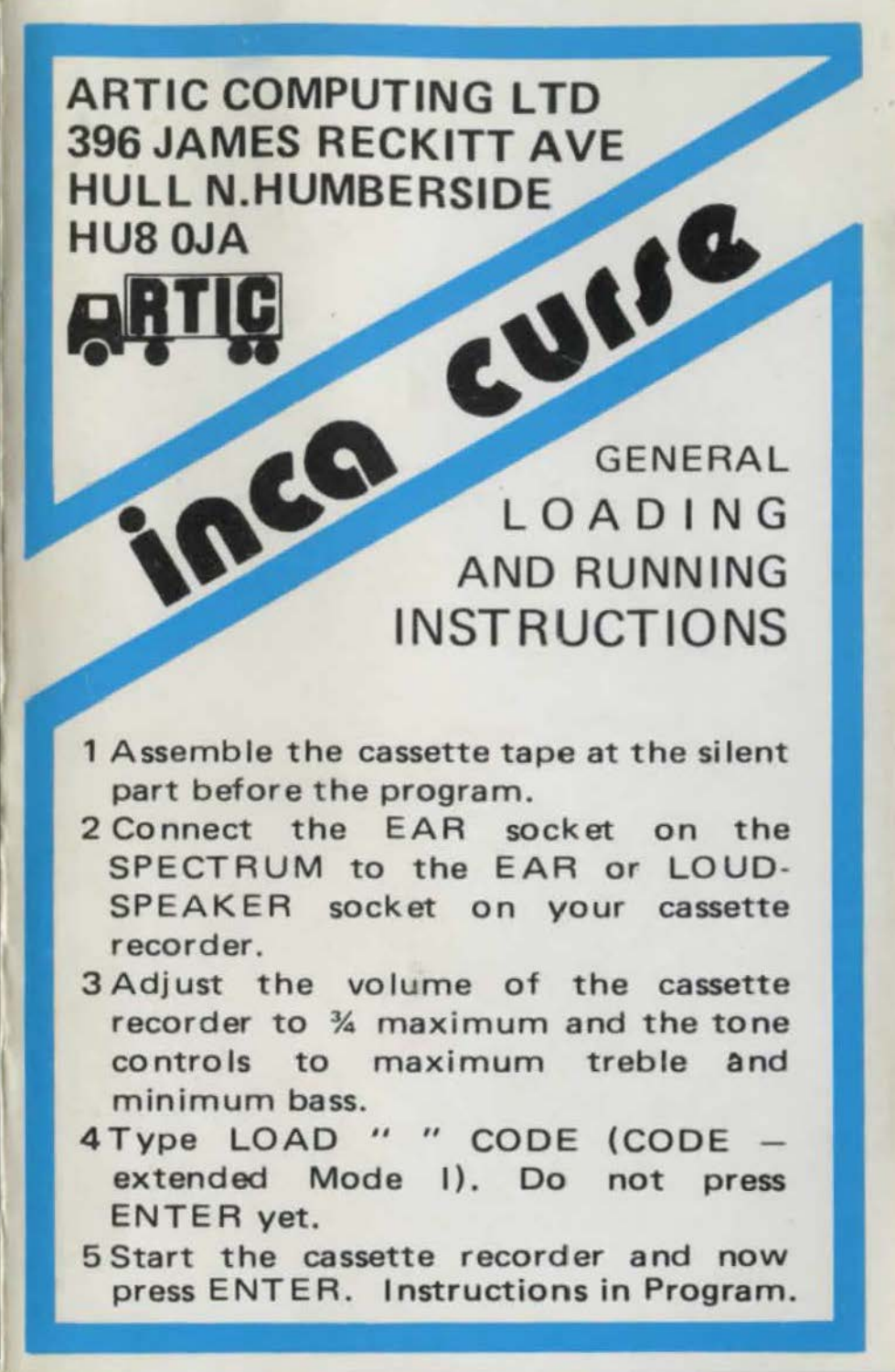ARTIC COMPUTING LTD
396 JAMES RECKITT AVE
HULL N.HUMBERSIDE
HU8 0JA

ARTIC

# inca curse

## GENERAL LOADING AND RUNNING INSTRUCTIONS

1. Assemble the cassette tape at the silent part before the program.
2. Connect the EAR socket on the SPECTRUM to the EAR or LOUD-SPEAKER socket on your cassette recorder.
3. Adjust the volume of the cassette recorder to ¾ maximum and the tone controls to maximum treble and minimum bass.
4. Type LOAD " " CODE (CODE – extended Mode I). Do not press ENTER yet.
5. Start the cassette recorder and now press ENTER. Instructions in Program.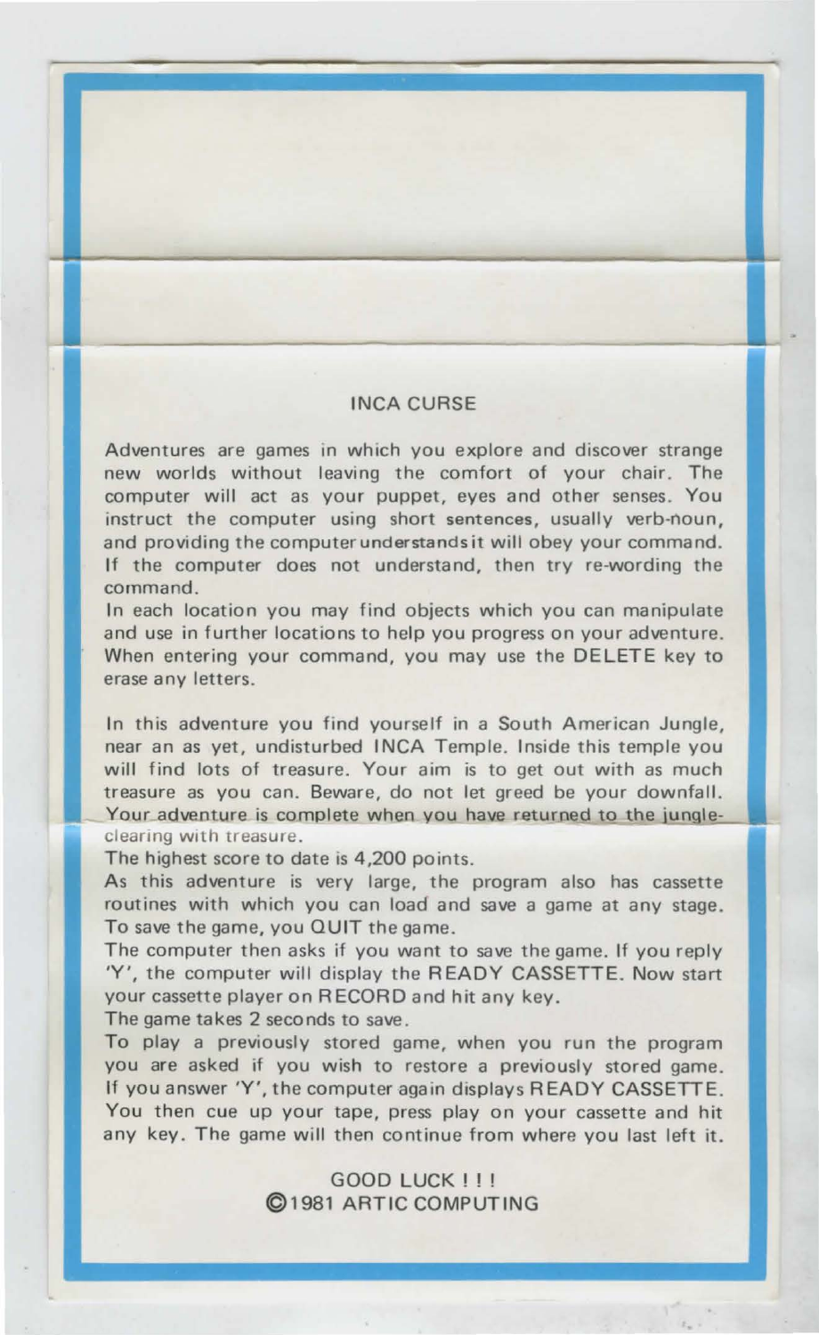# INCA CURSE

Adventures are games in which you explore and discover strange new worlds without leaving the comfort of your chair. The computer will act as your puppet, eyes and other senses. You instruct the computer using short sentences, usually verb-noun, and providing the computer understands it will obey your command. If the computer does not understand, then try re-wording the command.

In each location you may find objects which you can manipulate and use in further locations to help you progress on your adventure. When entering your command, you may use the DELETE key to erase any letters.

In this adventure you find yourself in a South American Jungle, near an as yet, undisturbed INCA Temple. Inside this temple you will find lots of treasure. Your aim is to get out with as much treasure as you can. Beware, do not let greed be your downfall. Your adventure is complete when you have returned to the jungle-clearing with treasure.

The highest score to date is 4,200 points.

As this adventure is very large, the program also has cassette routines with which you can load and save a game at any stage. To save the game, you QUIT the game.

The computer then asks if you want to save the game. If you reply 'Y', the computer will display the READY CASSETTE. Now start your cassette player on RECORD and hit any key.

The game takes 2 seconds to save.

To play a previously stored game, when you run the program you are asked if you wish to restore a previously stored game. If you answer 'Y', the computer again displays READY CASSETTE. You then cue up your tape, press play on your cassette and hit any key. The game will then continue from where you last left it.

GOOD LUCK ! ! !

©1981 ARTIC COMPUTING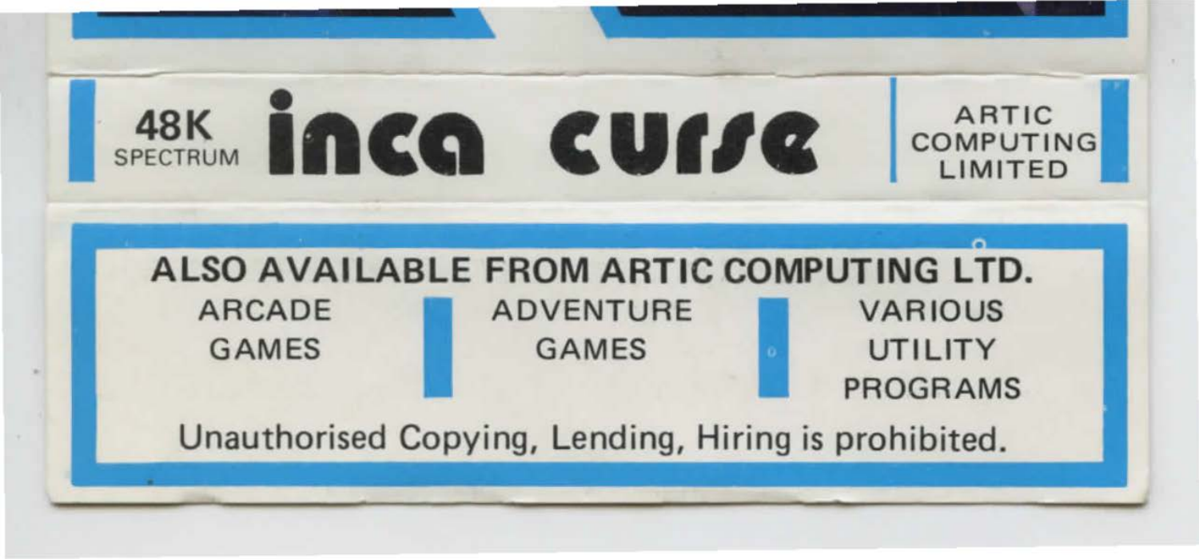48K SPECTRUM

# inca curse

ARTIC COMPUTING LIMITED

## ALSO AVAILABLE FROM ARTIC COMPUTING LTD.

| | | |
|---|---|---|
| ARCADE GAMES | ADVENTURE GAMES | VARIOUS UTILITY PROGRAMS |

Unauthorised Copying, Lending, Hiring is prohibited.